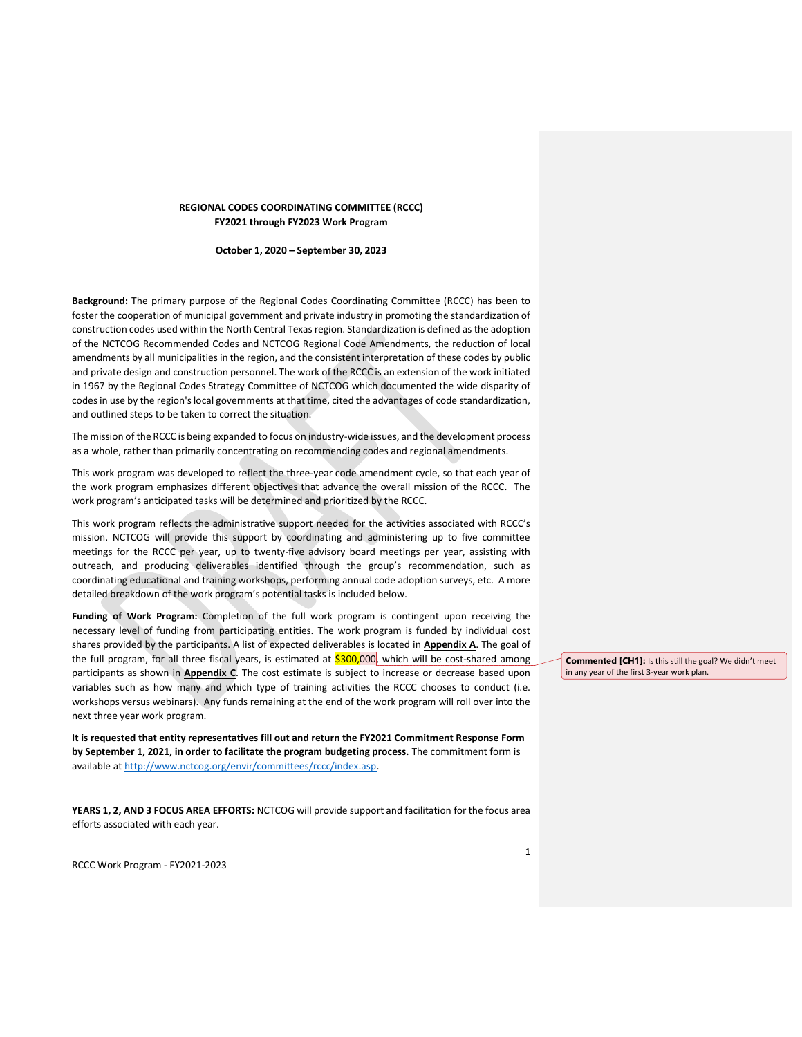**REGIONAL CODES COORDINATING COMMITTEE (RCCC)**
**FY2021 through FY2023 Work Program**

**October 1, 2020 – September 30, 2023**

**Background:** The primary purpose of the Regional Codes Coordinating Committee (RCCC) has been to foster the cooperation of municipal government and private industry in promoting the standardization of construction codes used within the North Central Texas region. Standardization is defined as the adoption of the NCTCOG Recommended Codes and NCTCOG Regional Code Amendments, the reduction of local amendments by all municipalities in the region, and the consistent interpretation of these codes by public and private design and construction personnel. The work of the RCCC is an extension of the work initiated in 1967 by the Regional Codes Strategy Committee of NCTCOG which documented the wide disparity of codes in use by the region's local governments at that time, cited the advantages of code standardization, and outlined steps to be taken to correct the situation.

The mission of the RCCC is being expanded to focus on industry-wide issues, and the development process as a whole, rather than primarily concentrating on recommending codes and regional amendments.

This work program was developed to reflect the three-year code amendment cycle, so that each year of the work program emphasizes different objectives that advance the overall mission of the RCCC. The work program's anticipated tasks will be determined and prioritized by the RCCC.

This work program reflects the administrative support needed for the activities associated with RCCC's mission. NCTCOG will provide this support by coordinating and administering up to five committee meetings for the RCCC per year, up to twenty-five advisory board meetings per year, assisting with outreach, and producing deliverables identified through the group's recommendation, such as coordinating educational and training workshops, performing annual code adoption surveys, etc. A more detailed breakdown of the work program's potential tasks is included below.

**Funding of Work Program:** Completion of the full work program is contingent upon receiving the necessary level of funding from participating entities. The work program is funded by individual cost shares provided by the participants. A list of expected deliverables is located in **Appendix A**. The goal of the full program, for all three fiscal years, is estimated at $300,000, which will be cost-shared among participants as shown in **Appendix C**. The cost estimate is subject to increase or decrease based upon variables such as how many and which type of training activities the RCCC chooses to conduct (i.e. workshops versus webinars). Any funds remaining at the end of the work program will roll over into the next three year work program.

**Commented [CH1]:** Is this still the goal? We didn't meet in any year of the first 3-year work plan.

**It is requested that entity representatives fill out and return the FY2021 Commitment Response Form by September 1, 2021, in order to facilitate the program budgeting process.** The commitment form is available at http://www.nctcog.org/envir/committees/rccc/index.asp.

**YEARS 1, 2, AND 3 FOCUS AREA EFFORTS:** NCTCOG will provide support and facilitation for the focus area efforts associated with each year.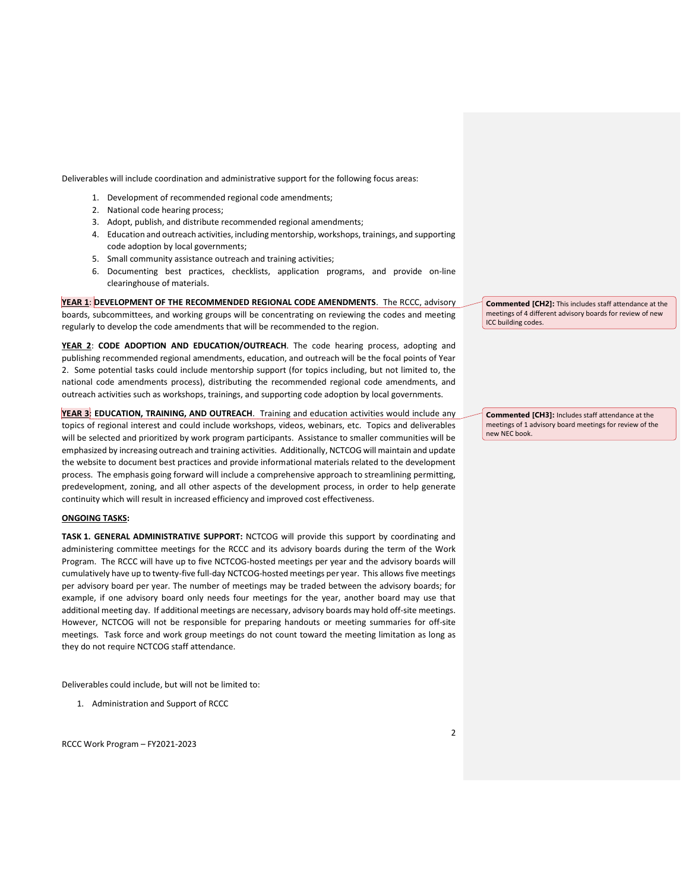Deliverables will include coordination and administrative support for the following focus areas:

1. Development of recommended regional code amendments;
2. National code hearing process;
3. Adopt, publish, and distribute recommended regional amendments;
4. Education and outreach activities, including mentorship, workshops, trainings, and supporting code adoption by local governments;
5. Small community assistance outreach and training activities;
6. Documenting best practices, checklists, application programs, and provide on-line clearinghouse of materials.

**YEAR 1**: **DEVELOPMENT OF THE RECOMMENDED REGIONAL CODE AMENDMENTS**. The RCCC, advisory boards, subcommittees, and working groups will be concentrating on reviewing the codes and meeting regularly to develop the code amendments that will be recommended to the region.

> **Commented [CH2]:** This includes staff attendance at the meetings of 4 different advisory boards for review of new ICC building codes.

**YEAR 2**: **CODE ADOPTION AND EDUCATION/OUTREACH**. The code hearing process, adopting and publishing recommended regional amendments, education, and outreach will be the focal points of Year 2. Some potential tasks could include mentorship support (for topics including, but not limited to, the national code amendments process), distributing the recommended regional code amendments, and outreach activities such as workshops, trainings, and supporting code adoption by local governments.

**YEAR 3**: **EDUCATION, TRAINING, AND OUTREACH**. Training and education activities would include any topics of regional interest and could include workshops, videos, webinars, etc. Topics and deliverables will be selected and prioritized by work program participants. Assistance to smaller communities will be emphasized by increasing outreach and training activities. Additionally, NCTCOG will maintain and update the website to document best practices and provide informational materials related to the development process. The emphasis going forward will include a comprehensive approach to streamlining permitting, predevelopment, zoning, and all other aspects of the development process, in order to help generate continuity which will result in increased efficiency and improved cost effectiveness.

> **Commented [CH3]:** Includes staff attendance at the meetings of 1 advisory board meetings for review of the new NEC book.

**ONGOING TASKS:**

**TASK 1. GENERAL ADMINISTRATIVE SUPPORT:** NCTCOG will provide this support by coordinating and administering committee meetings for the RCCC and its advisory boards during the term of the Work Program. The RCCC will have up to five NCTCOG-hosted meetings per year and the advisory boards will cumulatively have up to twenty-five full-day NCTCOG-hosted meetings per year. This allows five meetings per advisory board per year. The number of meetings may be traded between the advisory boards; for example, if one advisory board only needs four meetings for the year, another board may use that additional meeting day. If additional meetings are necessary, advisory boards may hold off-site meetings. However, NCTCOG will not be responsible for preparing handouts or meeting summaries for off-site meetings. Task force and work group meetings do not count toward the meeting limitation as long as they do not require NCTCOG staff attendance.

Deliverables could include, but will not be limited to:

1. Administration and Support of RCCC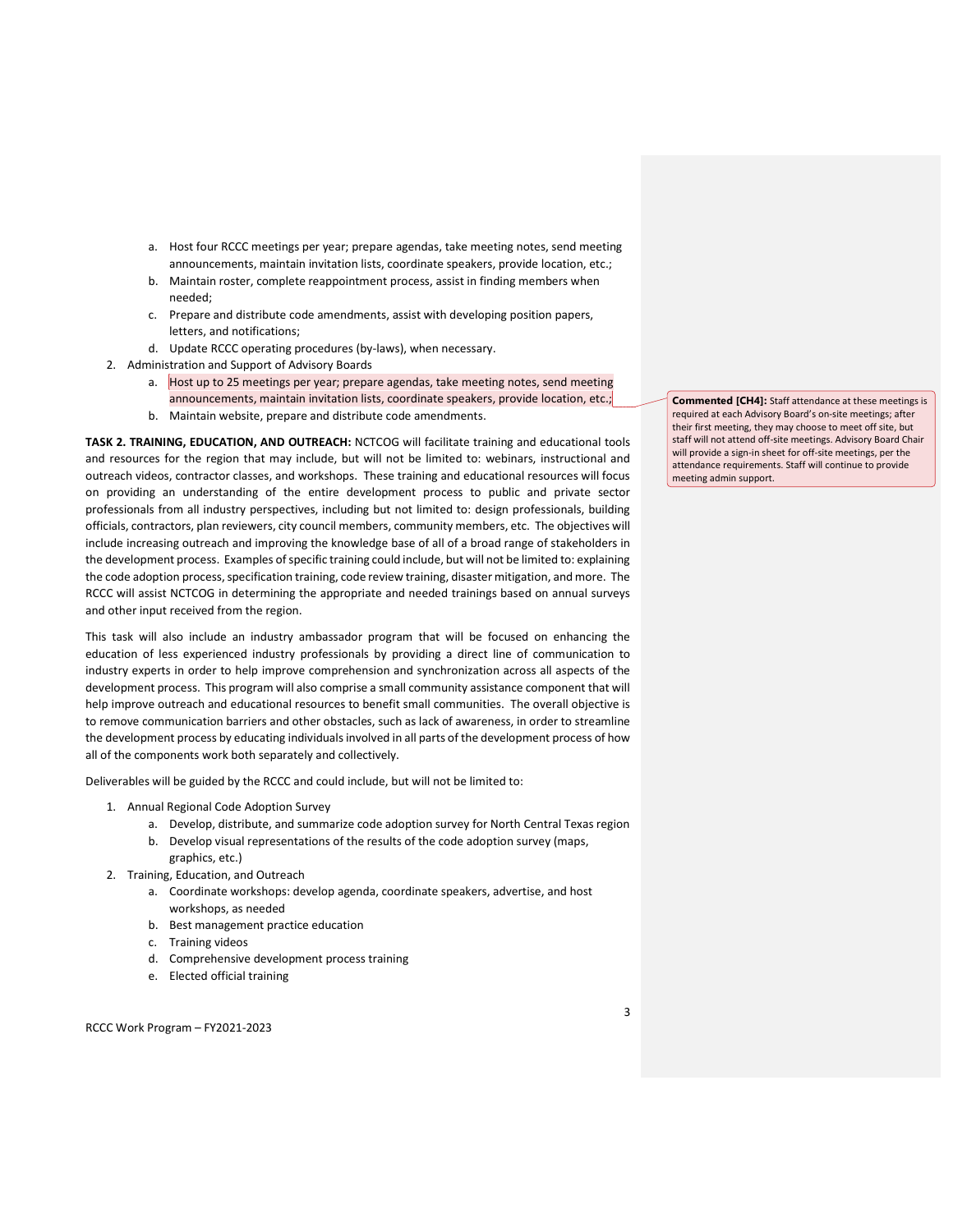a. Host four RCCC meetings per year; prepare agendas, take meeting notes, send meeting announcements, maintain invitation lists, coordinate speakers, provide location, etc.;
b. Maintain roster, complete reappointment process, assist in finding members when needed;
c. Prepare and distribute code amendments, assist with developing position papers, letters, and notifications;
d. Update RCCC operating procedures (by-laws), when necessary.

2. Administration and Support of Advisory Boards
   a. Host up to 25 meetings per year; prepare agendas, take meeting notes, send meeting announcements, maintain invitation lists, coordinate speakers, provide location, etc.;
   b. Maintain website, prepare and distribute code amendments.

> **Commented [CH4]:** Staff attendance at these meetings is required at each Advisory Board's on-site meetings; after their first meeting, they may choose to meet off site, but staff will not attend off-site meetings. Advisory Board Chair will provide a sign-in sheet for off-site meetings, per the attendance requirements. Staff will continue to provide meeting admin support.

**TASK 2. TRAINING, EDUCATION, AND OUTREACH:** NCTCOG will facilitate training and educational tools and resources for the region that may include, but will not be limited to: webinars, instructional and outreach videos, contractor classes, and workshops. These training and educational resources will focus on providing an understanding of the entire development process to public and private sector professionals from all industry perspectives, including but not limited to: design professionals, building officials, contractors, plan reviewers, city council members, community members, etc. The objectives will include increasing outreach and improving the knowledge base of all of a broad range of stakeholders in the development process. Examples of specific training could include, but will not be limited to: explaining the code adoption process, specification training, code review training, disaster mitigation, and more. The RCCC will assist NCTCOG in determining the appropriate and needed trainings based on annual surveys and other input received from the region.

This task will also include an industry ambassador program that will be focused on enhancing the education of less experienced industry professionals by providing a direct line of communication to industry experts in order to help improve comprehension and synchronization across all aspects of the development process. This program will also comprise a small community assistance component that will help improve outreach and educational resources to benefit small communities. The overall objective is to remove communication barriers and other obstacles, such as lack of awareness, in order to streamline the development process by educating individuals involved in all parts of the development process of how all of the components work both separately and collectively.

Deliverables will be guided by the RCCC and could include, but will not be limited to:

1. Annual Regional Code Adoption Survey
   a. Develop, distribute, and summarize code adoption survey for North Central Texas region
   b. Develop visual representations of the results of the code adoption survey (maps, graphics, etc.)
2. Training, Education, and Outreach
   a. Coordinate workshops: develop agenda, coordinate speakers, advertise, and host workshops, as needed
   b. Best management practice education
   c. Training videos
   d. Comprehensive development process training
   e. Elected official training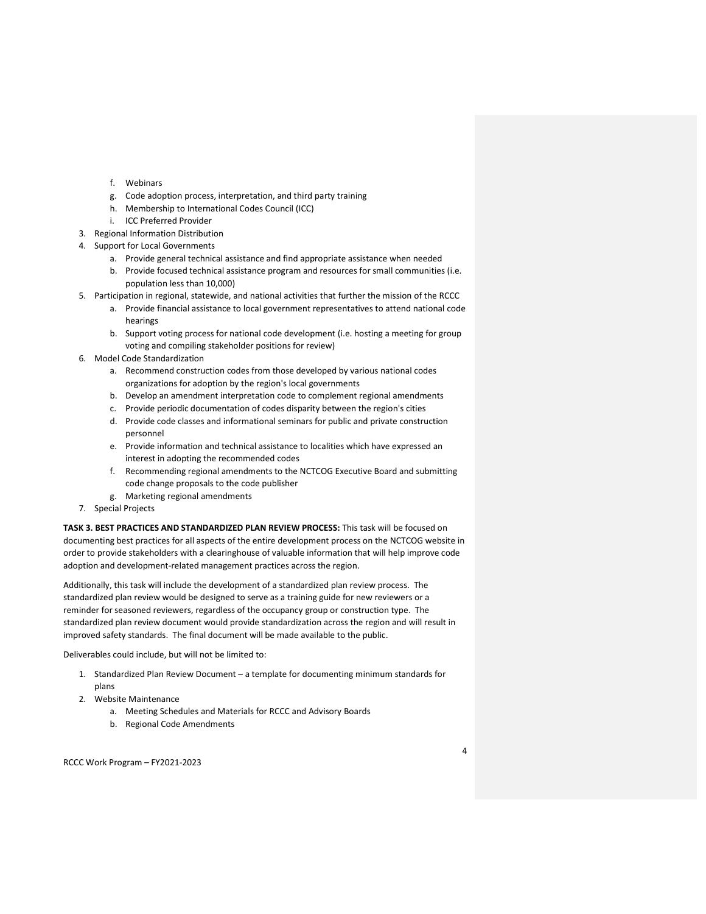- f. Webinars
   - g. Code adoption process, interpretation, and third party training
   - h. Membership to International Codes Council (ICC)
   - i. ICC Preferred Provider
3. Regional Information Distribution
4. Support for Local Governments
   - a. Provide general technical assistance and find appropriate assistance when needed
   - b. Provide focused technical assistance program and resources for small communities (i.e. population less than 10,000)
5. Participation in regional, statewide, and national activities that further the mission of the RCCC
   - a. Provide financial assistance to local government representatives to attend national code hearings
   - b. Support voting process for national code development (i.e. hosting a meeting for group voting and compiling stakeholder positions for review)
6. Model Code Standardization
   - a. Recommend construction codes from those developed by various national codes organizations for adoption by the region's local governments
   - b. Develop an amendment interpretation code to complement regional amendments
   - c. Provide periodic documentation of codes disparity between the region's cities
   - d. Provide code classes and informational seminars for public and private construction personnel
   - e. Provide information and technical assistance to localities which have expressed an interest in adopting the recommended codes
   - f. Recommending regional amendments to the NCTCOG Executive Board and submitting code change proposals to the code publisher
   - g. Marketing regional amendments
7. Special Projects

**TASK 3. BEST PRACTICES AND STANDARDIZED PLAN REVIEW PROCESS:** This task will be focused on documenting best practices for all aspects of the entire development process on the NCTCOG website in order to provide stakeholders with a clearinghouse of valuable information that will help improve code adoption and development-related management practices across the region.

Additionally, this task will include the development of a standardized plan review process. The standardized plan review would be designed to serve as a training guide for new reviewers or a reminder for seasoned reviewers, regardless of the occupancy group or construction type. The standardized plan review document would provide standardization across the region and will result in improved safety standards. The final document will be made available to the public.

Deliverables could include, but will not be limited to:

1. Standardized Plan Review Document – a template for documenting minimum standards for plans
2. Website Maintenance
   - a. Meeting Schedules and Materials for RCCC and Advisory Boards
   - b. Regional Code Amendments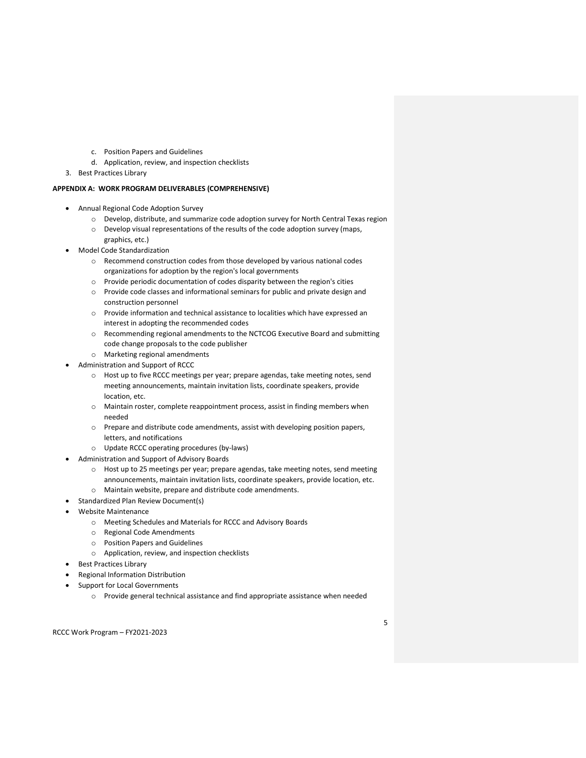c. Position Papers and Guidelines
   d. Application, review, and inspection checklists
3. Best Practices Library

**APPENDIX A: WORK PROGRAM DELIVERABLES (COMPREHENSIVE)**

- Annual Regional Code Adoption Survey
  - Develop, distribute, and summarize code adoption survey for North Central Texas region
  - Develop visual representations of the results of the code adoption survey (maps, graphics, etc.)
- Model Code Standardization
  - Recommend construction codes from those developed by various national codes organizations for adoption by the region's local governments
  - Provide periodic documentation of codes disparity between the region's cities
  - Provide code classes and informational seminars for public and private design and construction personnel
  - Provide information and technical assistance to localities which have expressed an interest in adopting the recommended codes
  - Recommending regional amendments to the NCTCOG Executive Board and submitting code change proposals to the code publisher
  - Marketing regional amendments
- Administration and Support of RCCC
  - Host up to five RCCC meetings per year; prepare agendas, take meeting notes, send meeting announcements, maintain invitation lists, coordinate speakers, provide location, etc.
  - Maintain roster, complete reappointment process, assist in finding members when needed
  - Prepare and distribute code amendments, assist with developing position papers, letters, and notifications
  - Update RCCC operating procedures (by-laws)
- Administration and Support of Advisory Boards
  - Host up to 25 meetings per year; prepare agendas, take meeting notes, send meeting announcements, maintain invitation lists, coordinate speakers, provide location, etc.
  - Maintain website, prepare and distribute code amendments.
- Standardized Plan Review Document(s)
- Website Maintenance
  - Meeting Schedules and Materials for RCCC and Advisory Boards
  - Regional Code Amendments
  - Position Papers and Guidelines
  - Application, review, and inspection checklists
- Best Practices Library
- Regional Information Distribution
- Support for Local Governments
  - Provide general technical assistance and find appropriate assistance when needed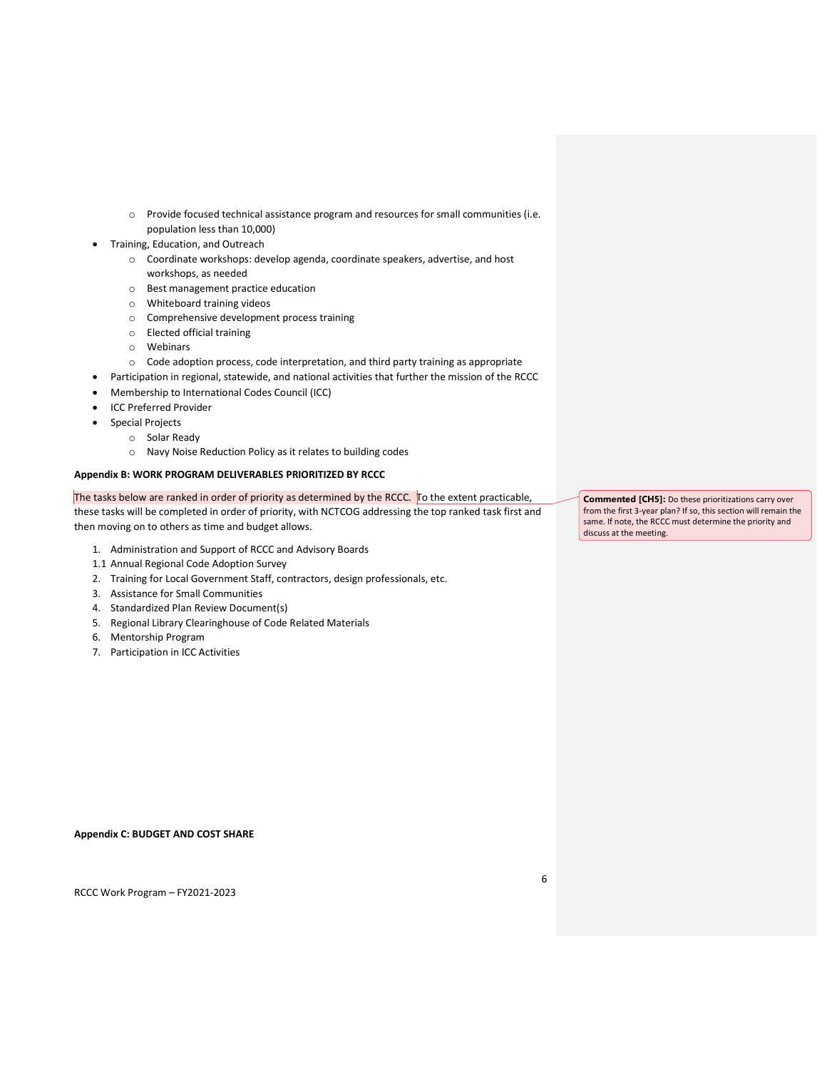- Provide focused technical assistance program and resources for small communities (i.e. population less than 10,000)

- Training, Education, and Outreach
  - Coordinate workshops: develop agenda, coordinate speakers, advertise, and host workshops, as needed
  - Best management practice education
  - Whiteboard training videos
  - Comprehensive development process training
  - Elected official training
  - Webinars
  - Code adoption process, code interpretation, and third party training as appropriate
- Participation in regional, statewide, and national activities that further the mission of the RCCC
- Membership to International Codes Council (ICC)
- ICC Preferred Provider
- Special Projects
  - Solar Ready
  - Navy Noise Reduction Policy as it relates to building codes

**Appendix B: WORK PROGRAM DELIVERABLES PRIORITIZED BY RCCC**

The tasks below are ranked in order of priority as determined by the RCCC. To the extent practicable, these tasks will be completed in order of priority, with NCTCOG addressing the top ranked task first and then moving on to others as time and budget allows.

> **Commented [CH5]:** Do these prioritizations carry over from the first 3-year plan? If so, this section will remain the same. If note, the RCCC must determine the priority and discuss at the meeting.

1. Administration and Support of RCCC and Advisory Boards

1.1 Annual Regional Code Adoption Survey

2. Training for Local Government Staff, contractors, design professionals, etc.
3. Assistance for Small Communities
4. Standardized Plan Review Document(s)
5. Regional Library Clearinghouse of Code Related Materials
6. Mentorship Program
7. Participation in ICC Activities

**Appendix C: BUDGET AND COST SHARE**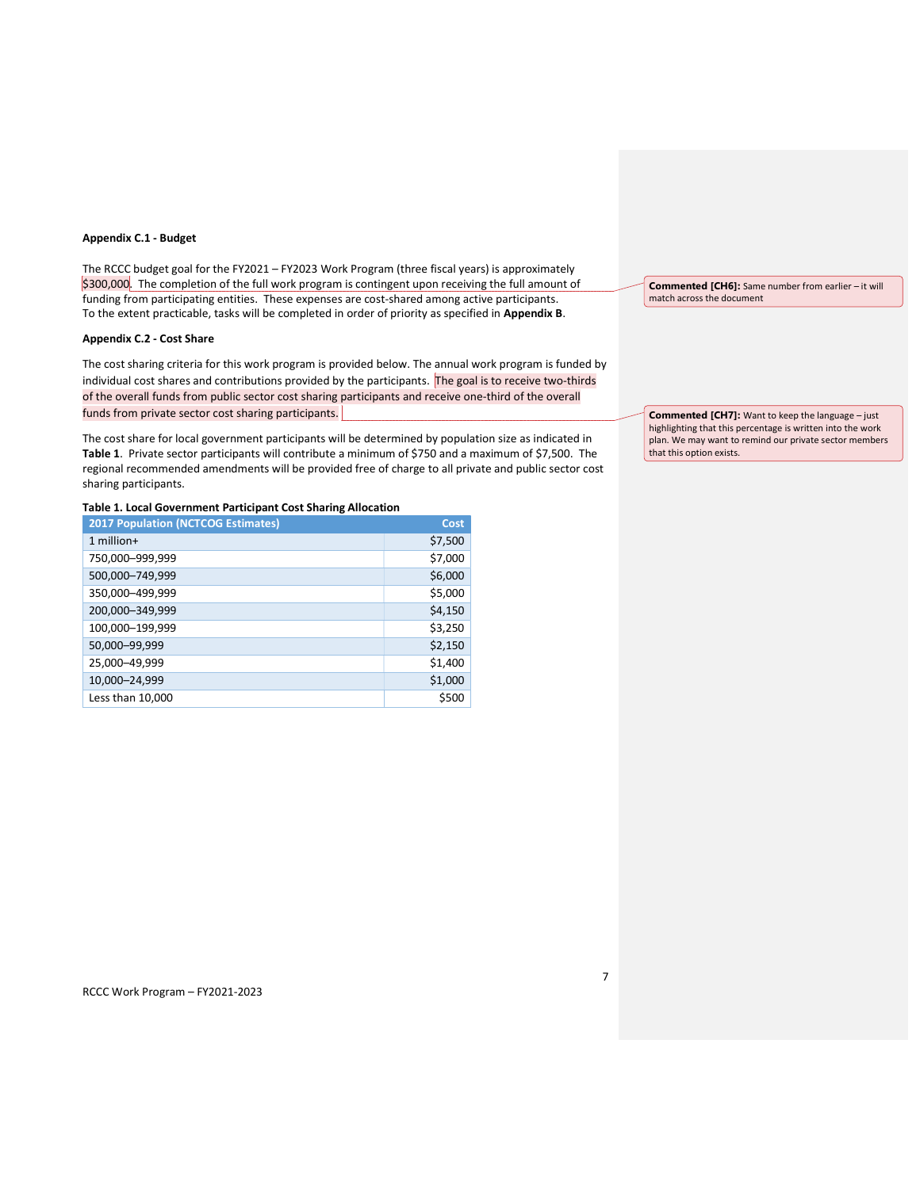**Appendix C.1 - Budget**

The RCCC budget goal for the FY2021 – FY2023 Work Program (three fiscal years) is approximately $300,000. The completion of the full work program is contingent upon receiving the full amount of funding from participating entities. These expenses are cost-shared among active participants. To the extent practicable, tasks will be completed in order of priority as specified in **Appendix B**.

**Commented [CH6]:** Same number from earlier – it will match across the document

**Appendix C.2 - Cost Share**

The cost sharing criteria for this work program is provided below. The annual work program is funded by individual cost shares and contributions provided by the participants. The goal is to receive two-thirds of the overall funds from public sector cost sharing participants and receive one-third of the overall funds from private sector cost sharing participants.

**Commented [CH7]:** Want to keep the language – just highlighting that this percentage is written into the work plan. We may want to remind our private sector members that this option exists.

The cost share for local government participants will be determined by population size as indicated in **Table 1**. Private sector participants will contribute a minimum of $750 and a maximum of $7,500. The regional recommended amendments will be provided free of charge to all private and public sector cost sharing participants.

**Table 1. Local Government Participant Cost Sharing Allocation**

| 2017 Population (NCTCOG Estimates) | Cost |
|---|---|
| 1 million+ | $7,500 |
| 750,000–999,999 | $7,000 |
| 500,000–749,999 | $6,000 |
| 350,000–499,999 | $5,000 |
| 200,000–349,999 | $4,150 |
| 100,000–199,999 | $3,250 |
| 50,000–99,999 | $2,150 |
| 25,000–49,999 | $1,400 |
| 10,000–24,999 | $1,000 |
| Less than 10,000 | $500 |